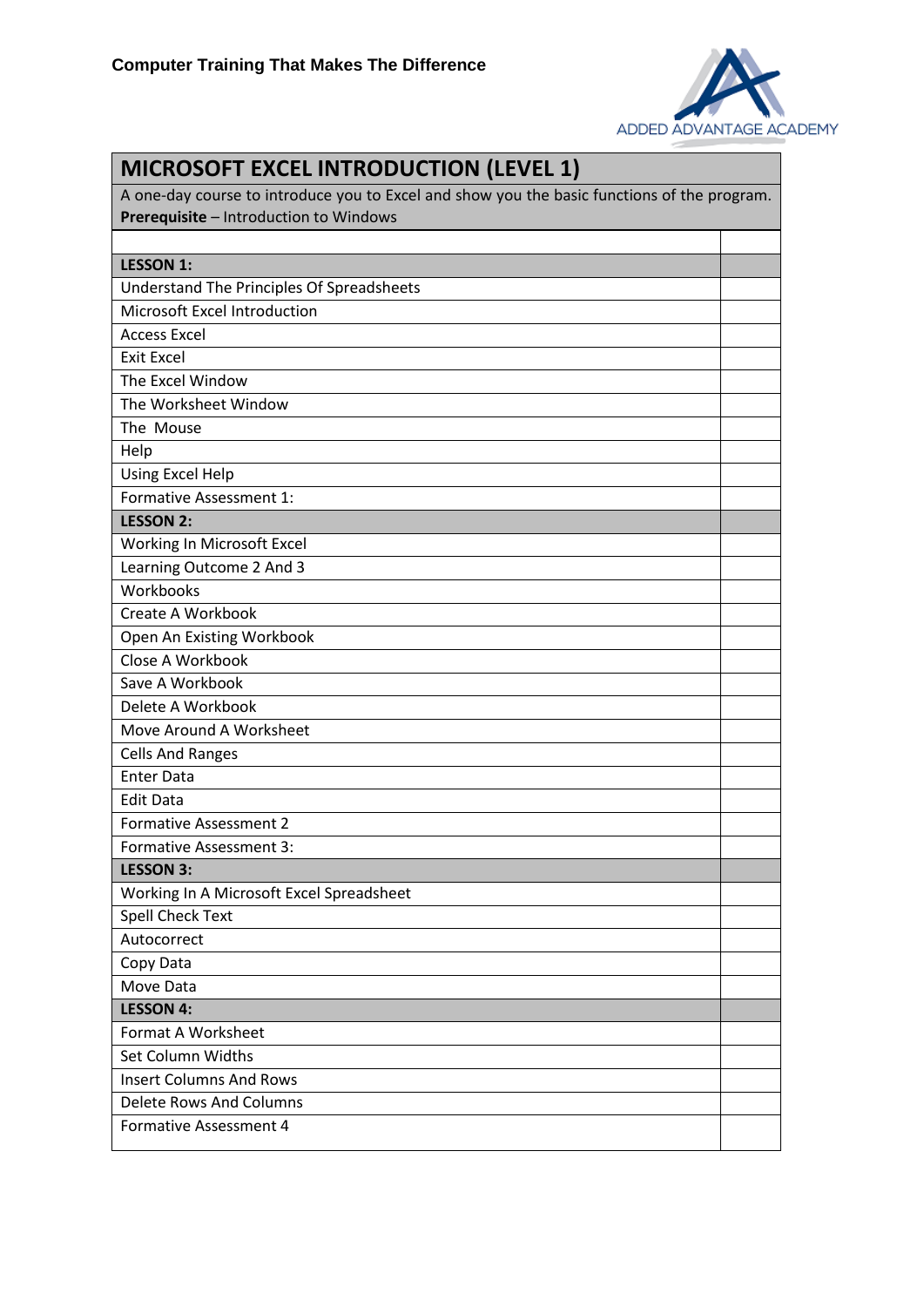**Computer Training That Makes The Difference**

ADDED ADVANTAGE ACADEMY

# MICROSOFT EXCEL INTRODUCTION (LEVEL 1)

A one-day course to introduce you to Excel and show you the basic functions of the program.
**Prerequisite** – Introduction to Windows

| | |
|---|---|
| **LESSON 1:** | |
| Understand The Principles Of Spreadsheets | |
| Microsoft Excel Introduction | |
| Access Excel | |
| Exit Excel | |
| The Excel Window | |
| The Worksheet Window | |
| The Mouse | |
| Help | |
| Using Excel Help | |
| Formative Assessment 1: | |
| **LESSON 2:** | |
| Working In Microsoft Excel | |
| Learning Outcome 2 And 3 | |
| Workbooks | |
| Create A Workbook | |
| Open An Existing Workbook | |
| Close A Workbook | |
| Save A Workbook | |
| Delete A Workbook | |
| Move Around A Worksheet | |
| Cells And Ranges | |
| Enter Data | |
| Edit Data | |
| Formative Assessment 2 | |
| Formative Assessment 3: | |
| **LESSON 3:** | |
| Working In A Microsoft Excel Spreadsheet | |
| Spell Check Text | |
| Autocorrect | |
| Copy Data | |
| Move Data | |
| **LESSON 4:** | |
| Format A Worksheet | |
| Set Column Widths | |
| Insert Columns And Rows | |
| Delete Rows And Columns | |
| Formative Assessment 4 | |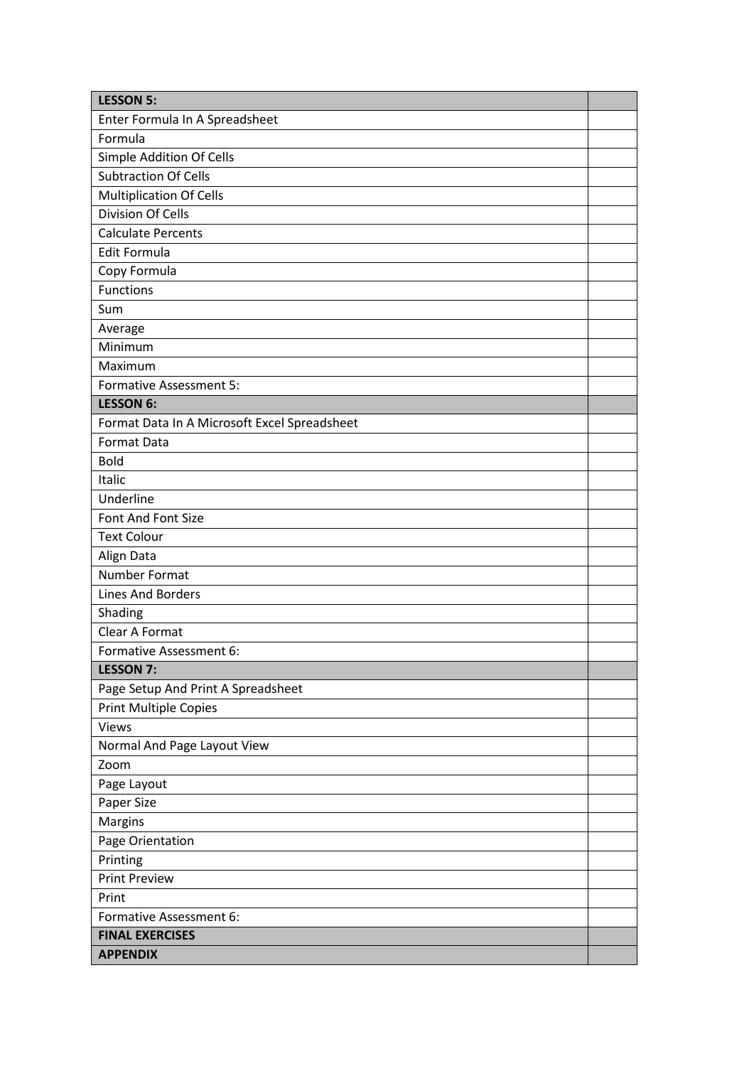| **LESSON 5:** | |
|---|---|
| Enter Formula In A Spreadsheet | |
| Formula | |
| Simple Addition Of Cells | |
| Subtraction Of Cells | |
| Multiplication Of Cells | |
| Division Of Cells | |
| Calculate Percents | |
| Edit Formula | |
| Copy Formula | |
| Functions | |
| Sum | |
| Average | |
| Minimum | |
| Maximum | |
| Formative Assessment 5: | |
| **LESSON 6:** | |
| Format Data In A Microsoft Excel Spreadsheet | |
| Format Data | |
| Bold | |
| Italic | |
| Underline | |
| Font And Font Size | |
| Text Colour | |
| Align Data | |
| Number Format | |
| Lines And Borders | |
| Shading | |
| Clear A Format | |
| Formative Assessment 6: | |
| **LESSON 7:** | |
| Page Setup And Print A Spreadsheet | |
| Print Multiple Copies | |
| Views | |
| Normal And Page Layout View | |
| Zoom | |
| Page Layout | |
| Paper Size | |
| Margins | |
| Page Orientation | |
| Printing | |
| Print Preview | |
| Print | |
| Formative Assessment 6: | |
| **FINAL EXERCISES** | |
| **APPENDIX** | |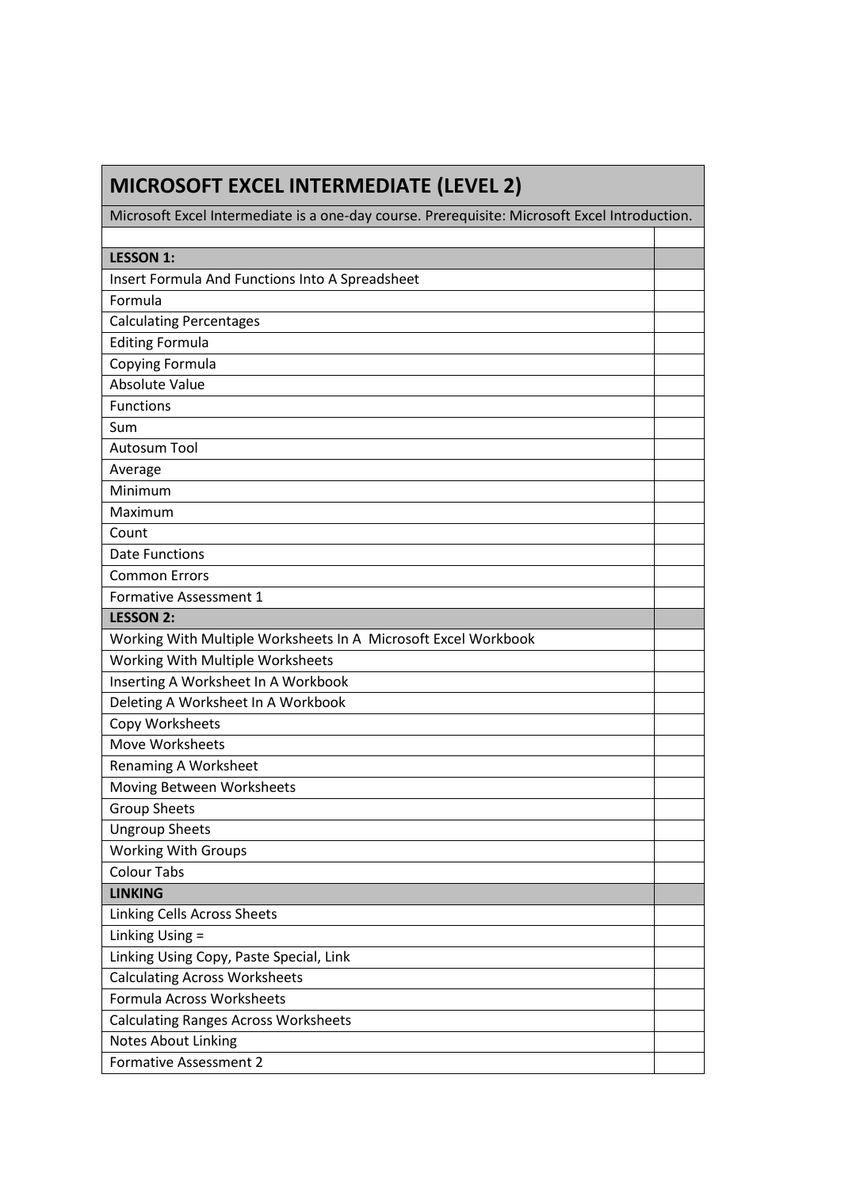| MICROSOFT EXCEL INTERMEDIATE (LEVEL 2) | |
|---|---|
| Microsoft Excel Intermediate is a one-day course. Prerequisite: Microsoft Excel Introduction. | |
| | |
| **LESSON 1:** | |
| Insert Formula And Functions Into A Spreadsheet | |
| Formula | |
| Calculating Percentages | |
| Editing Formula | |
| Copying Formula | |
| Absolute Value | |
| Functions | |
| Sum | |
| Autosum Tool | |
| Average | |
| Minimum | |
| Maximum | |
| Count | |
| Date Functions | |
| Common Errors | |
| Formative Assessment 1 | |
| **LESSON 2:** | |
| Working With Multiple Worksheets In A Microsoft Excel Workbook | |
| Working With Multiple Worksheets | |
| Inserting A Worksheet In A Workbook | |
| Deleting A Worksheet In A Workbook | |
| Copy Worksheets | |
| Move Worksheets | |
| Renaming A Worksheet | |
| Moving Between Worksheets | |
| Group Sheets | |
| Ungroup Sheets | |
| Working With Groups | |
| Colour Tabs | |
| **LINKING** | |
| Linking Cells Across Sheets | |
| Linking Using = | |
| Linking Using Copy, Paste Special, Link | |
| Calculating Across Worksheets | |
| Formula Across Worksheets | |
| Calculating Ranges Across Worksheets | |
| Notes About Linking | |
| Formative Assessment 2 | |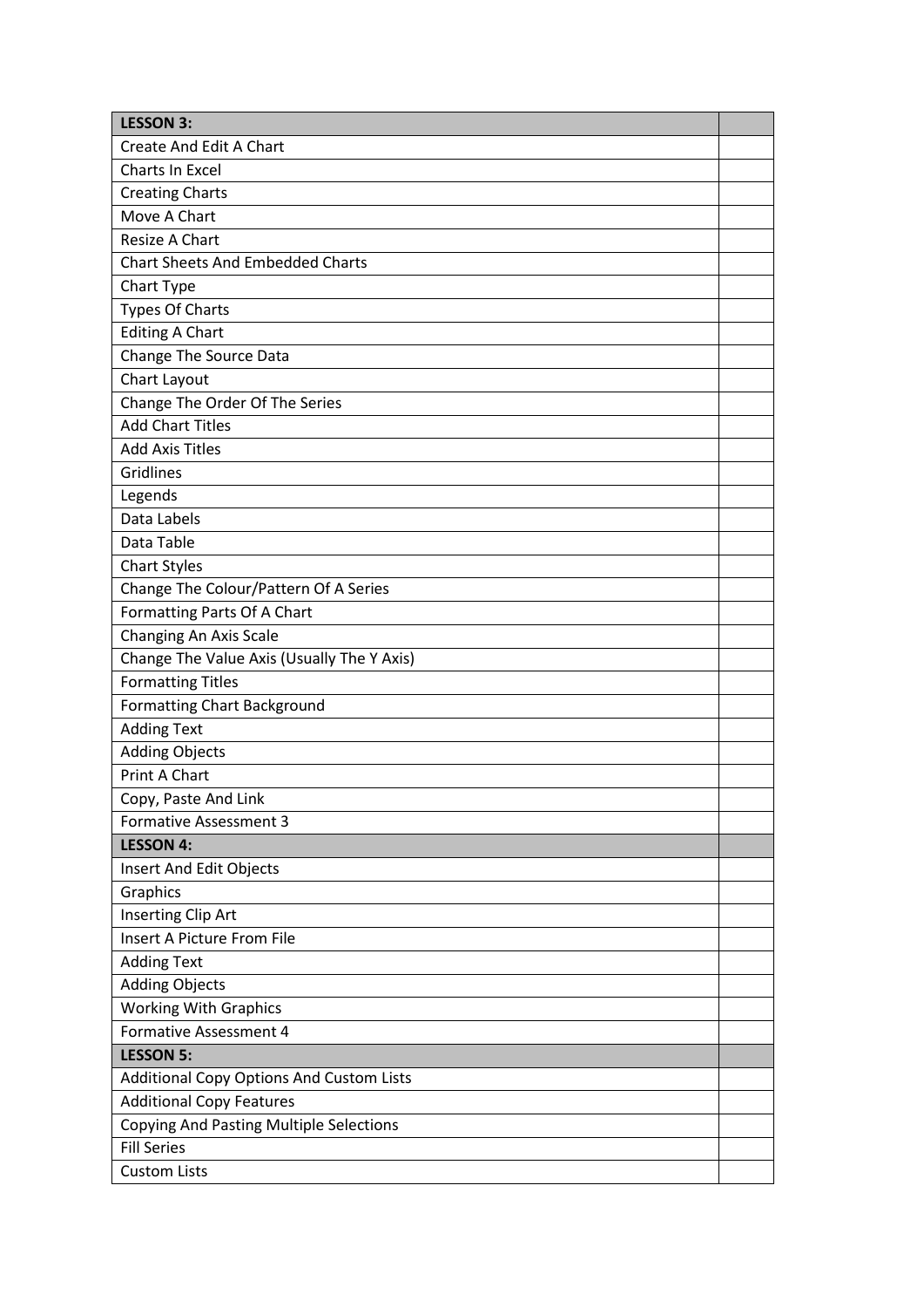| LESSON 3: | |
|---|---|
| Create And Edit A Chart | |
| Charts In Excel | |
| Creating Charts | |
| Move A Chart | |
| Resize A Chart | |
| Chart Sheets And Embedded Charts | |
| Chart Type | |
| Types Of Charts | |
| Editing A Chart | |
| Change The Source Data | |
| Chart Layout | |
| Change The Order Of The Series | |
| Add Chart Titles | |
| Add Axis Titles | |
| Gridlines | |
| Legends | |
| Data Labels | |
| Data Table | |
| Chart Styles | |
| Change The Colour/Pattern Of A Series | |
| Formatting Parts Of A Chart | |
| Changing An Axis Scale | |
| Change The Value Axis (Usually The Y Axis) | |
| Formatting Titles | |
| Formatting Chart Background | |
| Adding Text | |
| Adding Objects | |
| Print A Chart | |
| Copy, Paste And Link | |
| Formative Assessment 3 | |
| **LESSON 4:** | |
| Insert And Edit Objects | |
| Graphics | |
| Inserting Clip Art | |
| Insert A Picture From File | |
| Adding Text | |
| Adding Objects | |
| Working With Graphics | |
| Formative Assessment 4 | |
| **LESSON 5:** | |
| Additional Copy Options And Custom Lists | |
| Additional Copy Features | |
| Copying And Pasting Multiple Selections | |
| Fill Series | |
| Custom Lists | |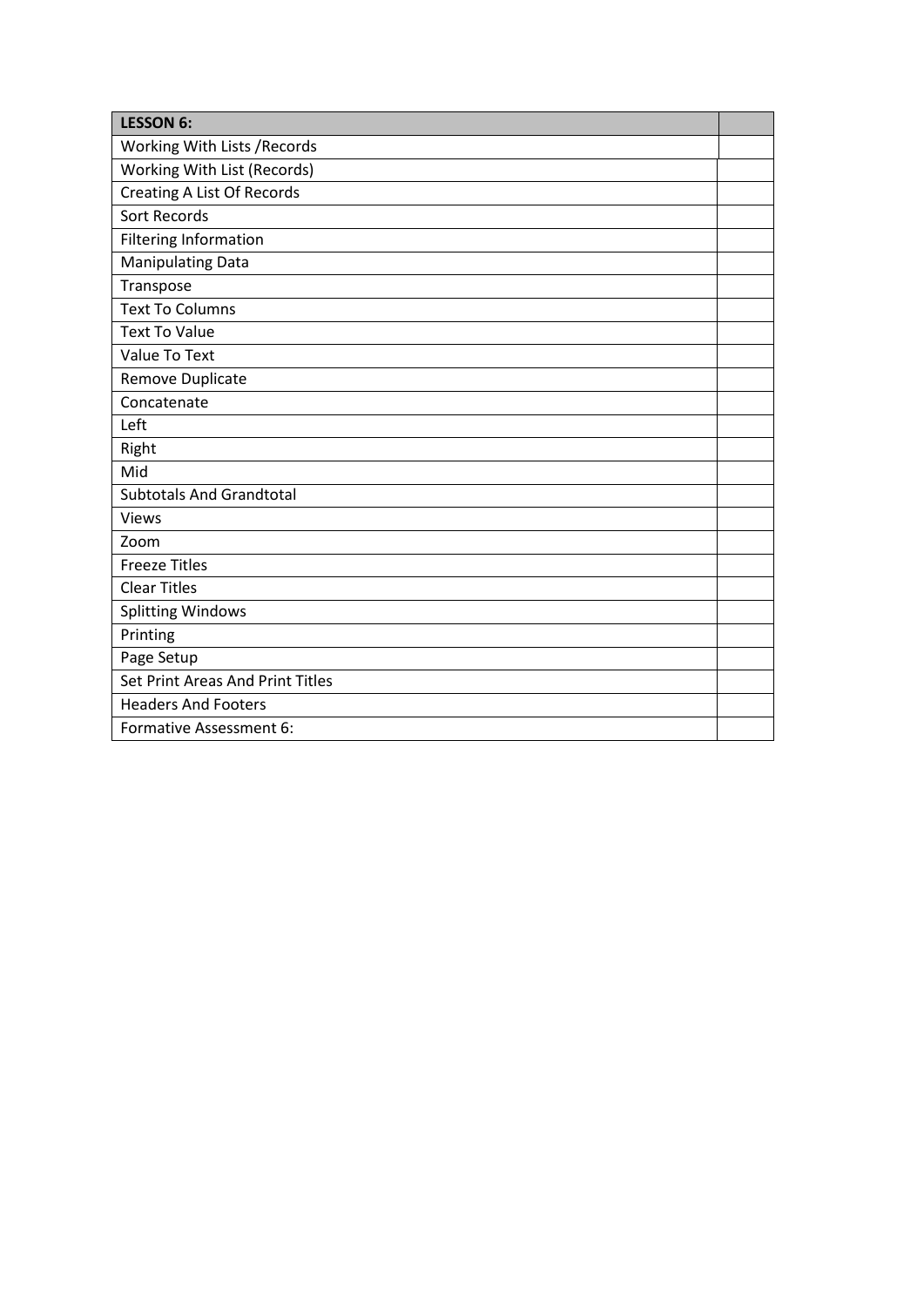| **LESSON 6:** | |
| --- | --- |
| Working With Lists /Records | |
| Working With List (Records) | |
| Creating A List Of Records | |
| Sort Records | |
| Filtering Information | |
| Manipulating Data | |
| Transpose | |
| Text To Columns | |
| Text To Value | |
| Value To Text | |
| Remove Duplicate | |
| Concatenate | |
| Left | |
| Right | |
| Mid | |
| Subtotals And Grandtotal | |
| Views | |
| Zoom | |
| Freeze Titles | |
| Clear Titles | |
| Splitting Windows | |
| Printing | |
| Page Setup | |
| Set Print Areas And Print Titles | |
| Headers And Footers | |
| Formative Assessment 6: | |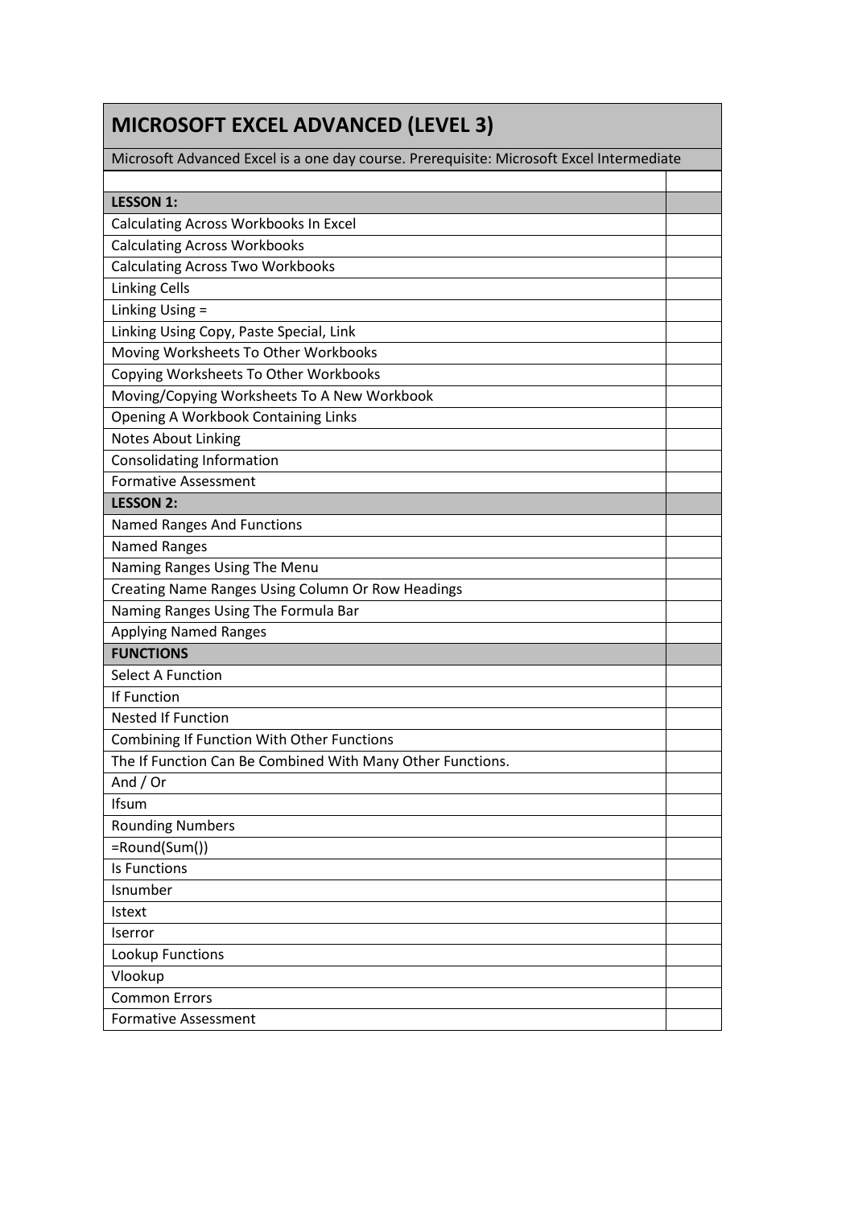# MICROSOFT EXCEL ADVANCED (LEVEL 3)

Microsoft Advanced Excel is a one day course. Prerequisite: Microsoft Excel Intermediate

| | |
|---|---|
| **LESSON 1:** | |
| Calculating Across Workbooks In Excel | |
| Calculating Across Workbooks | |
| Calculating Across Two Workbooks | |
| Linking Cells | |
| Linking Using = | |
| Linking Using Copy, Paste Special, Link | |
| Moving Worksheets To Other Workbooks | |
| Copying Worksheets To Other Workbooks | |
| Moving/Copying Worksheets To A New Workbook | |
| Opening A Workbook Containing Links | |
| Notes About Linking | |
| Consolidating Information | |
| Formative Assessment | |
| **LESSON 2:** | |
| Named Ranges And Functions | |
| Named Ranges | |
| Naming Ranges Using The Menu | |
| Creating Name Ranges Using Column Or Row Headings | |
| Naming Ranges Using The Formula Bar | |
| Applying Named Ranges | |
| **FUNCTIONS** | |
| Select A Function | |
| If Function | |
| Nested If Function | |
| Combining If Function With Other Functions | |
| The If Function Can Be Combined With Many Other Functions. | |
| And / Or | |
| Ifsum | |
| Rounding Numbers | |
| =Round(Sum()) | |
| Is Functions | |
| Isnumber | |
| Istext | |
| Iserror | |
| Lookup Functions | |
| Vlookup | |
| Common Errors | |
| Formative Assessment | |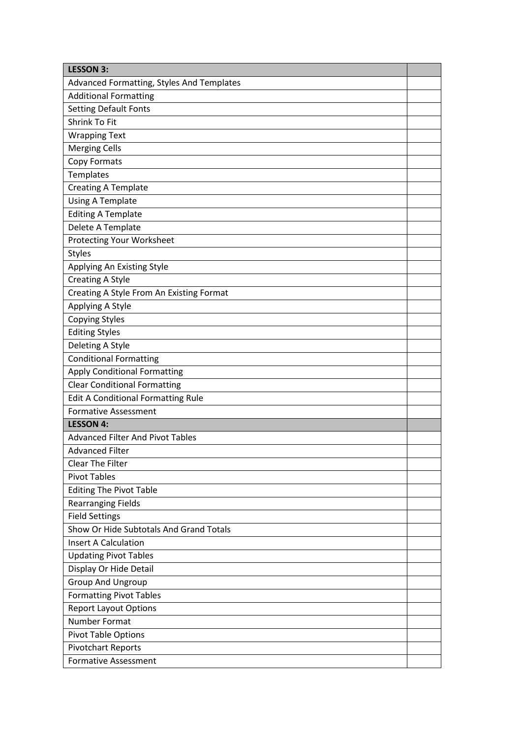| **LESSON 3:** | |
|---|---|
| Advanced Formatting, Styles And Templates | |
| Additional Formatting | |
| Setting Default Fonts | |
| Shrink To Fit | |
| Wrapping Text | |
| Merging Cells | |
| Copy Formats | |
| Templates | |
| Creating A Template | |
| Using A Template | |
| Editing A Template | |
| Delete A Template | |
| Protecting Your Worksheet | |
| Styles | |
| Applying An Existing Style | |
| Creating A Style | |
| Creating A Style From An Existing Format | |
| Applying A Style | |
| Copying Styles | |
| Editing Styles | |
| Deleting A Style | |
| Conditional Formatting | |
| Apply Conditional Formatting | |
| Clear Conditional Formatting | |
| Edit A Conditional Formatting Rule | |
| Formative Assessment | |
| **LESSON 4:** | |
| Advanced Filter And Pivot Tables | |
| Advanced Filter | |
| Clear The Filter | |
| Pivot Tables | |
| Editing The Pivot Table | |
| Rearranging Fields | |
| Field Settings | |
| Show Or Hide Subtotals And Grand Totals | |
| Insert A Calculation | |
| Updating Pivot Tables | |
| Display Or Hide Detail | |
| Group And Ungroup | |
| Formatting Pivot Tables | |
| Report Layout Options | |
| Number Format | |
| Pivot Table Options | |
| Pivotchart Reports | |
| Formative Assessment | |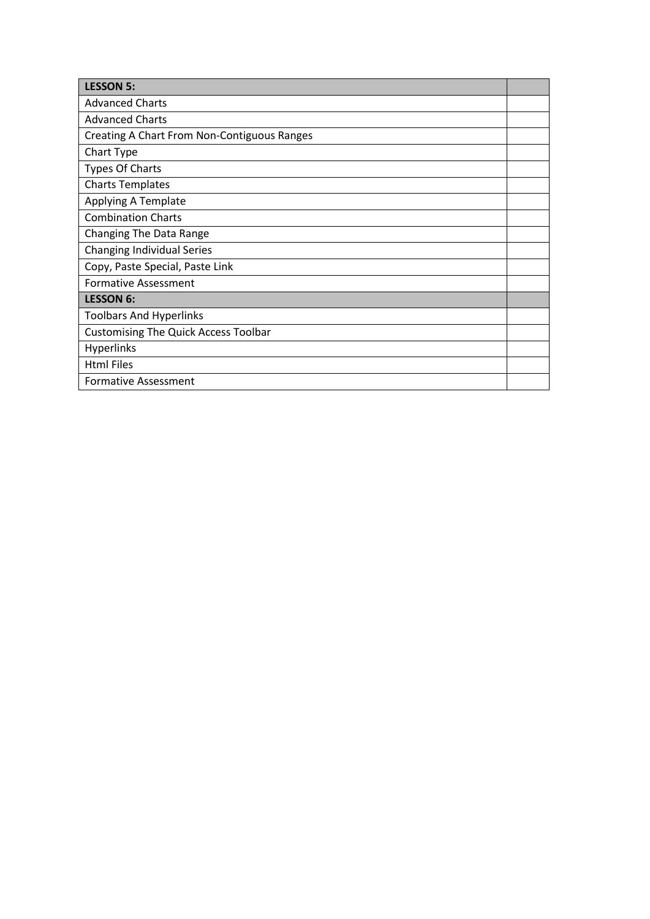| **LESSON 5:** | |
|---|---|
| Advanced Charts | |
| Advanced Charts | |
| Creating A Chart From Non-Contiguous Ranges | |
| Chart Type | |
| Types Of Charts | |
| Charts Templates | |
| Applying A Template | |
| Combination Charts | |
| Changing The Data Range | |
| Changing Individual Series | |
| Copy, Paste Special, Paste Link | |
| Formative Assessment | |
| **LESSON 6:** | |
| Toolbars And Hyperlinks | |
| Customising The Quick Access Toolbar | |
| Hyperlinks | |
| Html Files | |
| Formative Assessment | |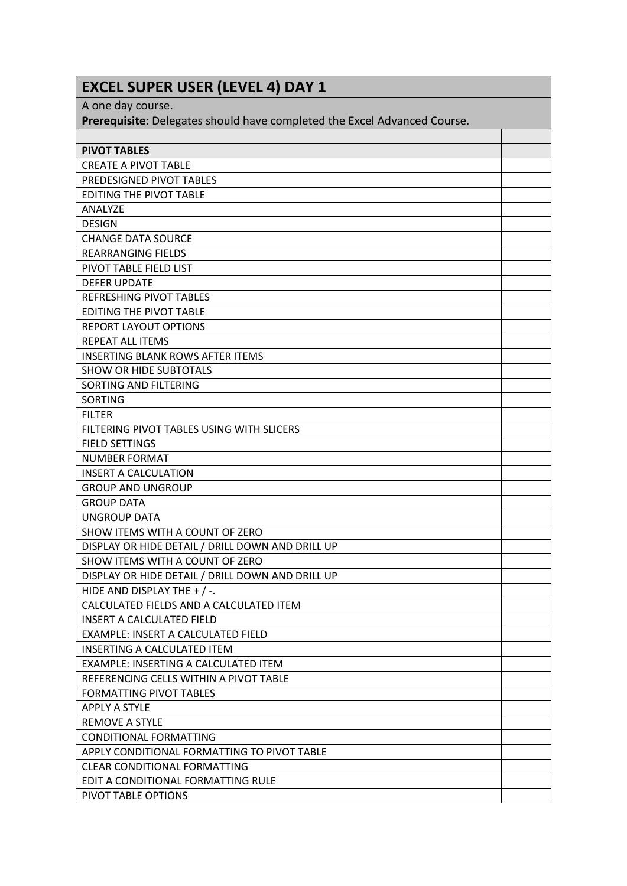## EXCEL SUPER USER (LEVEL 4) DAY 1

A one day course.

**Prerequisite**: Delegates should have completed the Excel Advanced Course.

| | |
|---|---|
| **PIVOT TABLES** | |
| CREATE A PIVOT TABLE | |
| PREDESIGNED PIVOT TABLES | |
| EDITING THE PIVOT TABLE | |
| ANALYZE | |
| DESIGN | |
| CHANGE DATA SOURCE | |
| REARRANGING FIELDS | |
| PIVOT TABLE FIELD LIST | |
| DEFER UPDATE | |
| REFRESHING PIVOT TABLES | |
| EDITING THE PIVOT TABLE | |
| REPORT LAYOUT OPTIONS | |
| REPEAT ALL ITEMS | |
| INSERTING BLANK ROWS AFTER ITEMS | |
| SHOW OR HIDE SUBTOTALS | |
| SORTING AND FILTERING | |
| SORTING | |
| FILTER | |
| FILTERING PIVOT TABLES USING WITH SLICERS | |
| FIELD SETTINGS | |
| NUMBER FORMAT | |
| INSERT A CALCULATION | |
| GROUP AND UNGROUP | |
| GROUP DATA | |
| UNGROUP DATA | |
| SHOW ITEMS WITH A COUNT OF ZERO | |
| DISPLAY OR HIDE DETAIL / DRILL DOWN AND DRILL UP | |
| SHOW ITEMS WITH A COUNT OF ZERO | |
| DISPLAY OR HIDE DETAIL / DRILL DOWN AND DRILL UP | |
| HIDE AND DISPLAY THE + / -. | |
| CALCULATED FIELDS AND A CALCULATED ITEM | |
| INSERT A CALCULATED FIELD | |
| EXAMPLE: INSERT A CALCULATED FIELD | |
| INSERTING A CALCULATED ITEM | |
| EXAMPLE: INSERTING A CALCULATED ITEM | |
| REFERENCING CELLS WITHIN A PIVOT TABLE | |
| FORMATTING PIVOT TABLES | |
| APPLY A STYLE | |
| REMOVE A STYLE | |
| CONDITIONAL FORMATTING | |
| APPLY CONDITIONAL FORMATTING TO PIVOT TABLE | |
| CLEAR CONDITIONAL FORMATTING | |
| EDIT A CONDITIONAL FORMATTING RULE | |
| PIVOT TABLE OPTIONS | |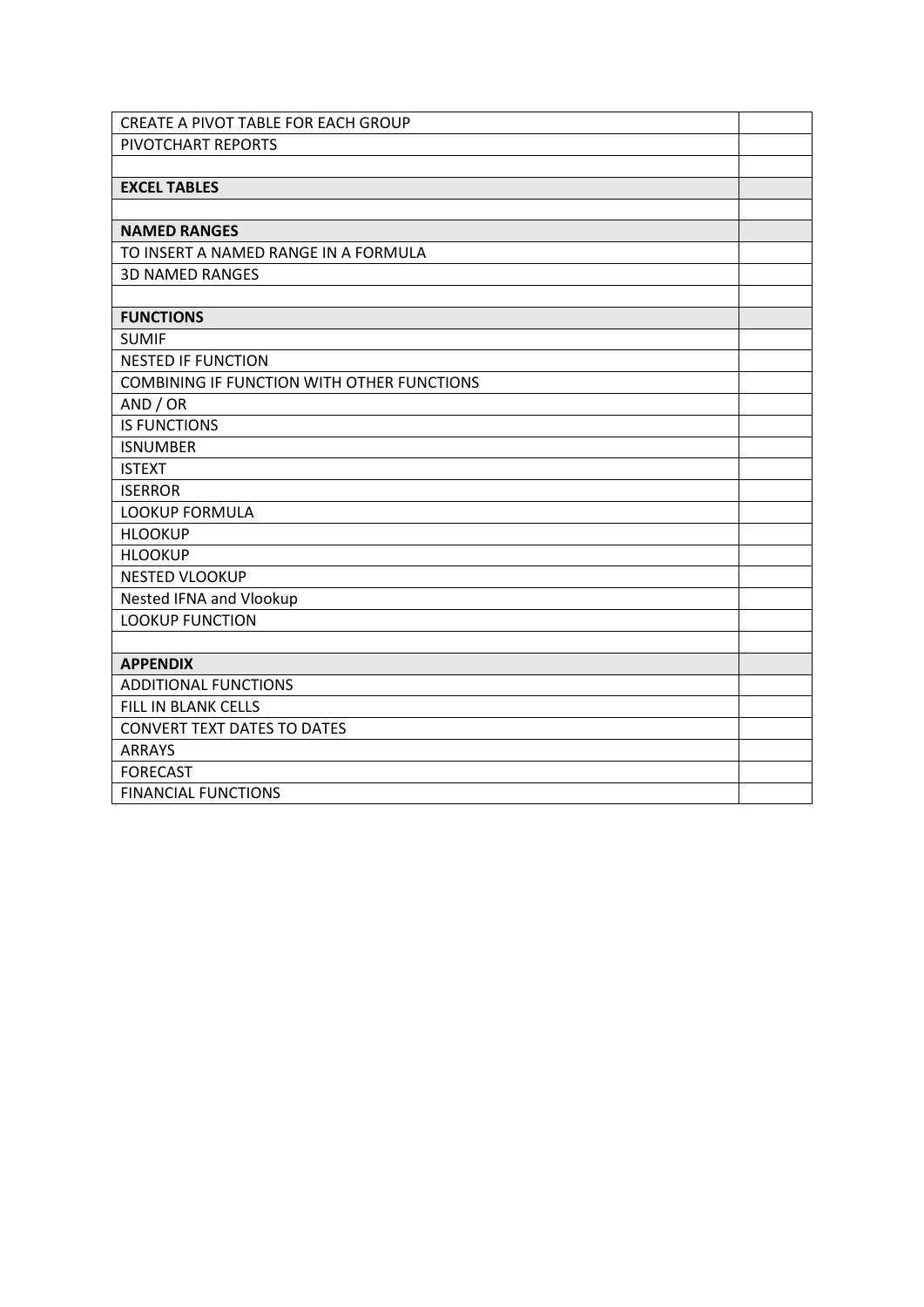| | |
|---|---|
| CREATE A PIVOT TABLE FOR EACH GROUP | |
| PIVOTCHART REPORTS | |
| | |
| **EXCEL TABLES** | |
| | |
| **NAMED RANGES** | |
| TO INSERT A NAMED RANGE IN A FORMULA | |
| 3D NAMED RANGES | |
| | |
| **FUNCTIONS** | |
| SUMIF | |
| NESTED IF FUNCTION | |
| COMBINING IF FUNCTION WITH OTHER FUNCTIONS | |
| AND / OR | |
| IS FUNCTIONS | |
| ISNUMBER | |
| ISTEXT | |
| ISERROR | |
| LOOKUP FORMULA | |
| HLOOKUP | |
| HLOOKUP | |
| NESTED VLOOKUP | |
| Nested IFNA and Vlookup | |
| LOOKUP FUNCTION | |
| | |
| **APPENDIX** | |
| ADDITIONAL FUNCTIONS | |
| FILL IN BLANK CELLS | |
| CONVERT TEXT DATES TO DATES | |
| ARRAYS | |
| FORECAST | |
| FINANCIAL FUNCTIONS | |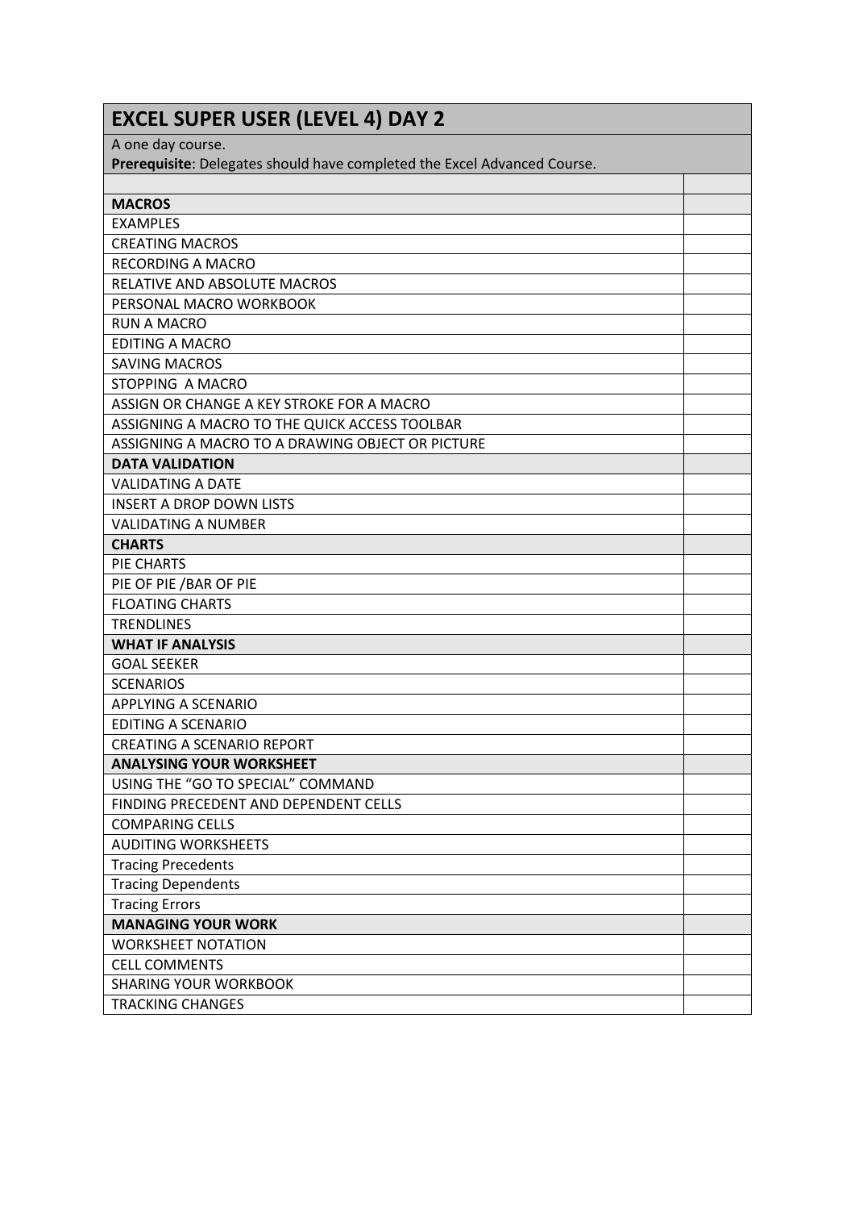# EXCEL SUPER USER (LEVEL 4) DAY 2

A one day course.

**Prerequisite**: Delegates should have completed the Excel Advanced Course.

| | |
|---|---|
| **MACROS** | |
| EXAMPLES | |
| CREATING MACROS | |
| RECORDING A MACRO | |
| RELATIVE AND ABSOLUTE MACROS | |
| PERSONAL MACRO WORKBOOK | |
| RUN A MACRO | |
| EDITING A MACRO | |
| SAVING MACROS | |
| STOPPING A MACRO | |
| ASSIGN OR CHANGE A KEY STROKE FOR A MACRO | |
| ASSIGNING A MACRO TO THE QUICK ACCESS TOOLBAR | |
| ASSIGNING A MACRO TO A DRAWING OBJECT OR PICTURE | |
| **DATA VALIDATION** | |
| VALIDATING A DATE | |
| INSERT A DROP DOWN LISTS | |
| VALIDATING A NUMBER | |
| **CHARTS** | |
| PIE CHARTS | |
| PIE OF PIE /BAR OF PIE | |
| FLOATING CHARTS | |
| TRENDLINES | |
| **WHAT IF ANALYSIS** | |
| GOAL SEEKER | |
| SCENARIOS | |
| APPLYING A SCENARIO | |
| EDITING A SCENARIO | |
| CREATING A SCENARIO REPORT | |
| **ANALYSING YOUR WORKSHEET** | |
| USING THE “GO TO SPECIAL” COMMAND | |
| FINDING PRECEDENT AND DEPENDENT CELLS | |
| COMPARING CELLS | |
| AUDITING WORKSHEETS | |
| Tracing Precedents | |
| Tracing Dependents | |
| Tracing Errors | |
| **MANAGING YOUR WORK** | |
| WORKSHEET NOTATION | |
| CELL COMMENTS | |
| SHARING YOUR WORKBOOK | |
| TRACKING CHANGES | |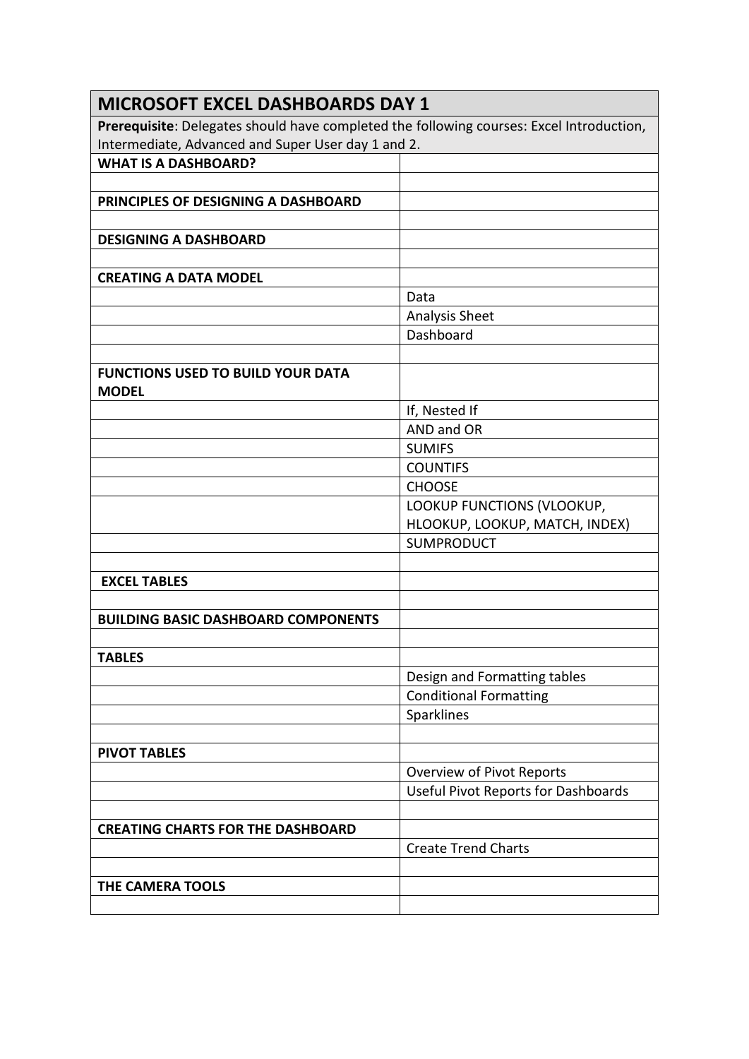| MICROSOFT EXCEL DASHBOARDS DAY 1 | |
|---|---|
| **Prerequisite**: Delegates should have completed the following courses: Excel Introduction, Intermediate, Advanced and Super User day 1 and 2. | |
| **WHAT IS A DASHBOARD?** | |
| | |
| **PRINCIPLES OF DESIGNING A DASHBOARD** | |
| | |
| **DESIGNING A DASHBOARD** | |
| | |
| **CREATING A DATA MODEL** | |
| | Data |
| | Analysis Sheet |
| | Dashboard |
| | |
| **FUNCTIONS USED TO BUILD YOUR DATA MODEL** | |
| | If, Nested If |
| | AND and OR |
| | SUMIFS |
| | COUNTIFS |
| | CHOOSE |
| | LOOKUP FUNCTIONS (VLOOKUP, HLOOKUP, LOOKUP, MATCH, INDEX) |
| | SUMPRODUCT |
| | |
| **EXCEL TABLES** | |
| | |
| **BUILDING BASIC DASHBOARD COMPONENTS** | |
| | |
| **TABLES** | |
| | Design and Formatting tables |
| | Conditional Formatting |
| | Sparklines |
| | |
| **PIVOT TABLES** | |
| | Overview of Pivot Reports |
| | Useful Pivot Reports for Dashboards |
| | |
| **CREATING CHARTS FOR THE DASHBOARD** | |
| | Create Trend Charts |
| | |
| **THE CAMERA TOOLS** | |
| | |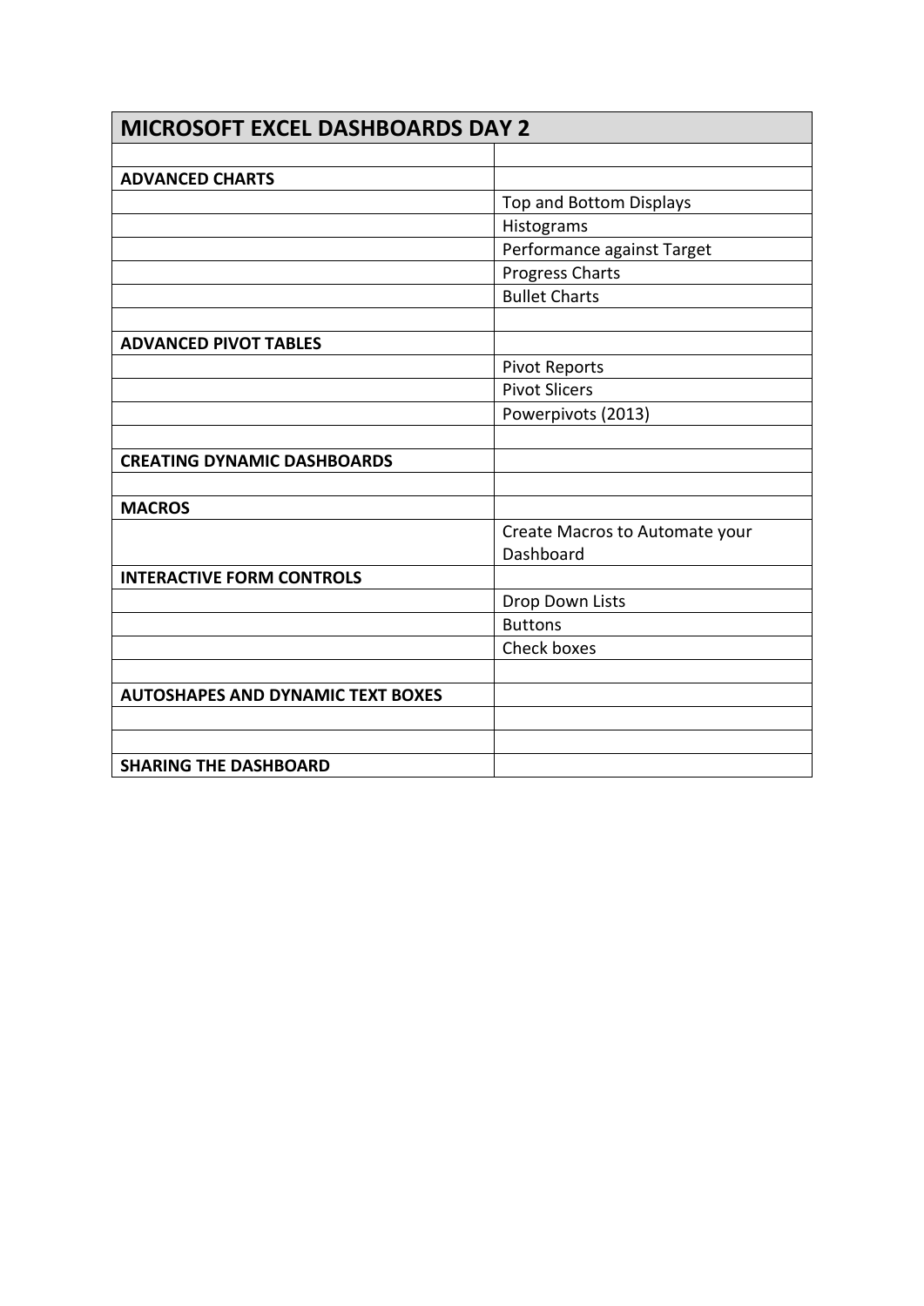| MICROSOFT EXCEL DASHBOARDS DAY 2 | |
|---|---|
| | |
| **ADVANCED CHARTS** | |
| | Top and Bottom Displays |
| | Histograms |
| | Performance against Target |
| | Progress Charts |
| | Bullet Charts |
| | |
| **ADVANCED PIVOT TABLES** | |
| | Pivot Reports |
| | Pivot Slicers |
| | Powerpivots (2013) |
| | |
| **CREATING DYNAMIC DASHBOARDS** | |
| | |
| **MACROS** | |
| | Create Macros to Automate your Dashboard |
| **INTERACTIVE FORM CONTROLS** | |
| | Drop Down Lists |
| | Buttons |
| | Check boxes |
| | |
| **AUTOSHAPES AND DYNAMIC TEXT BOXES** | |
| | |
| | |
| **SHARING THE DASHBOARD** | |